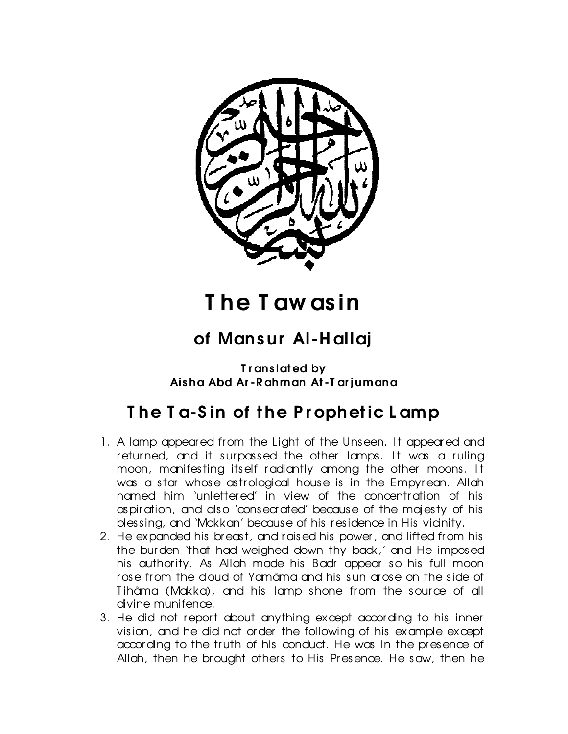# The Tawasin

## of Mansur Al-Hallaj

**Translated by**
**Aisha Abd Ar-Rahman At-Tarjumana**

## The Ta-Sin of the Prophetic Lamp

1. A lamp appeared from the Light of the Unseen. It appeared and returned, and it surpassed the other lamps. It was a ruling moon, manifesting itself radiantly among the other moons. It was a star whose astrological house is in the Empyrean. Allah named him 'unlettered' in view of the concentration of his aspiration, and also 'consecrated' because of the majesty of his blessing, and 'Makkan' because of his residence in His vicinity.
2. He expanded his breast, and raised his power, and lifted from his the burden 'that had weighed down thy back,' and He imposed his authority. As Allah made his Badr appear so his full moon rose from the cloud of Yamāma and his sun arose on the side of Tihāma (Makka), and his lamp shone from the source of all divine munifence.
3. He did not report about anything except according to his inner vision, and he did not order the following of his example except according to the truth of his conduct. He was in the presence of Allah, then he brought others to His Presence. He saw, then he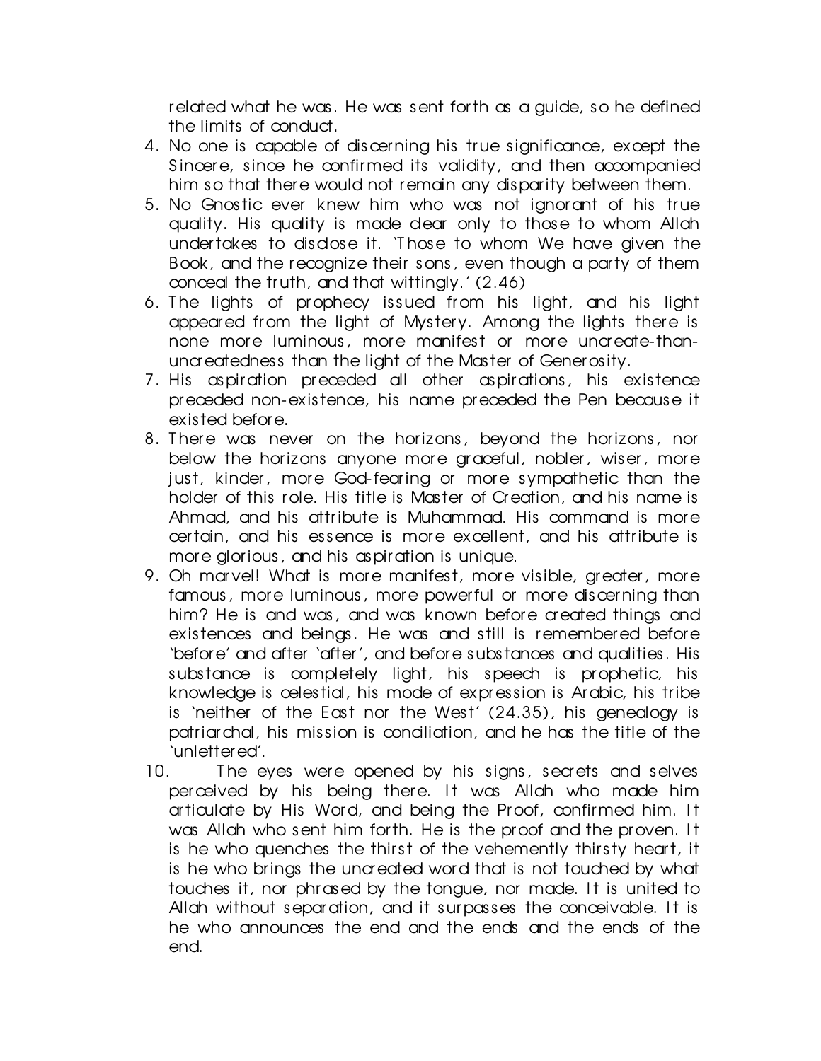related what he was. He was sent forth as a guide, so he defined the limits of conduct.

4. No one is capable of discerning his true significance, except the Sincere, since he confirmed its validity, and then accompanied him so that there would not remain any disparity between them.
5. No Gnostic ever knew him who was not ignorant of his true quality. His quality is made clear only to those to whom Allah undertakes to disclose it. 'Those to whom We have given the Book, and the recognize their sons, even though a party of them conceal the truth, and that wittingly.' (2.46)
6. The lights of prophecy issued from his light, and his light appeared from the light of Mystery. Among the lights there is none more luminous, more manifest or more uncreate-than-uncreatedness than the light of the Master of Generosity.
7. His aspiration preceded all other aspirations, his existence preceded non-existence, his name preceded the Pen because it existed before.
8. There was never on the horizons, beyond the horizons, nor below the horizons anyone more graceful, nobler, wiser, more just, kinder, more God-fearing or more sympathetic than the holder of this role. His title is Master of Creation, and his name is Ahmad, and his attribute is Muhammad. His command is more certain, and his essence is more excellent, and his attribute is more glorious, and his aspiration is unique.
9. Oh marvel! What is more manifest, more visible, greater, more famous, more luminous, more powerful or more discerning than him? He is and was, and was known before created things and existences and beings. He was and still is remembered before 'before' and after 'after', and before substances and qualities. His substance is completely light, his speech is prophetic, his knowledge is celestial, his mode of expression is Arabic, his tribe is 'neither of the East nor the West' (24.35), his genealogy is patriarchal, his mission is conciliation, and he has the title of the 'unlettered'.
10. The eyes were opened by his signs, secrets and selves perceived by his being there. It was Allah who made him articulate by His Word, and being the Proof, confirmed him. It was Allah who sent him forth. He is the proof and the proven. It is he who quenches the thirst of the vehemently thirsty heart, it is he who brings the uncreated word that is not touched by what touches it, nor phrased by the tongue, nor made. It is united to Allah without separation, and it surpasses the conceivable. It is he who announces the end and the ends and the ends of the end.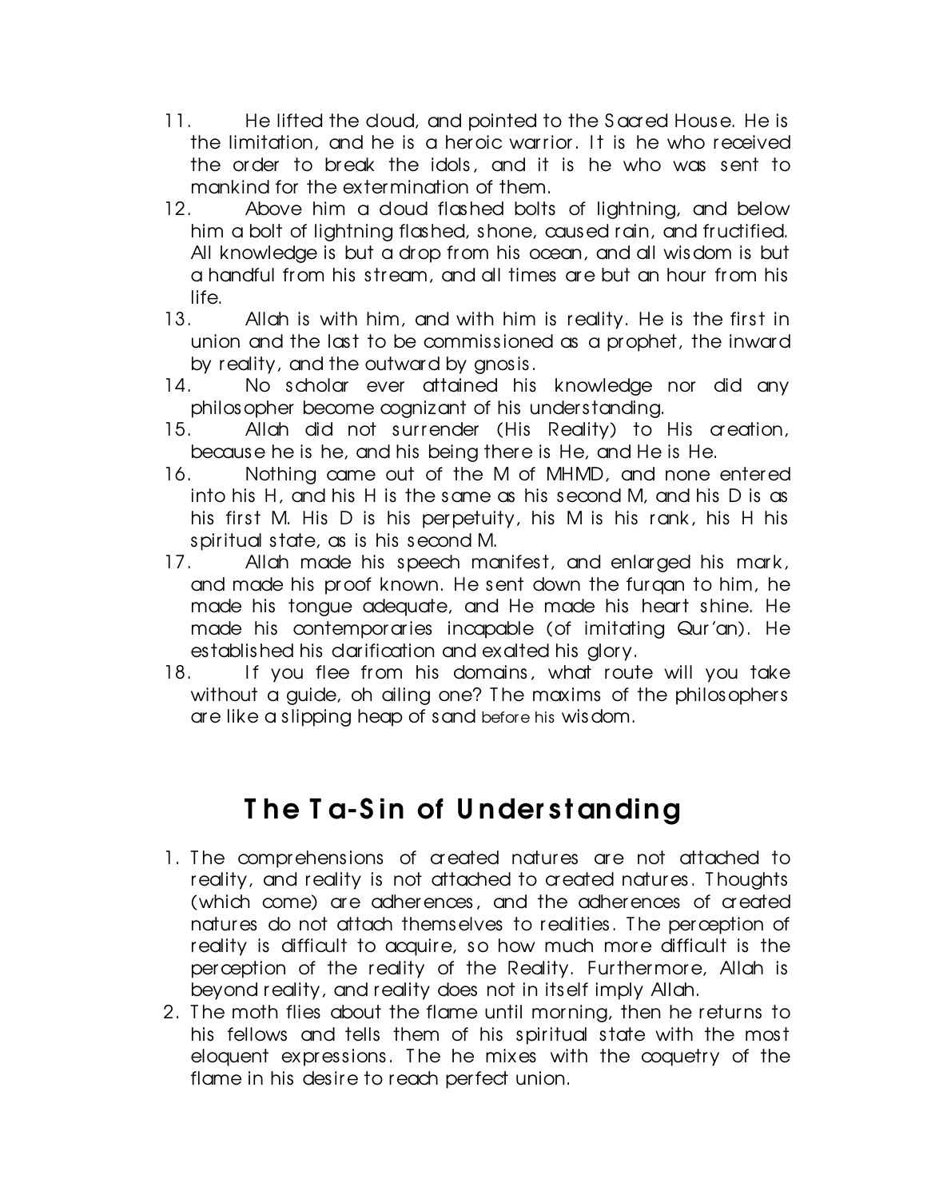11. He lifted the cloud, and pointed to the Sacred House. He is the limitation, and he is a heroic warrior. It is he who received the order to break the idols, and it is he who was sent to mankind for the extermination of them.
12. Above him a cloud flashed bolts of lightning, and below him a bolt of lightning flashed, shone, caused rain, and fructified. All knowledge is but a drop from his ocean, and all wisdom is but a handful from his stream, and all times are but an hour from his life.
13. Allah is with him, and with him is reality. He is the first in union and the last to be commissioned as a prophet, the inward by reality, and the outward by gnosis.
14. No scholar ever attained his knowledge nor did any philosopher become cognizant of his understanding.
15. Allah did not surrender (His Reality) to His creation, because he is he, and his being there is He, and He is He.
16. Nothing came out of the M of MHMD, and none entered into his H, and his H is the same as his second M, and his D is as his first M. His D is his perpetuity, his M is his rank, his H his spiritual state, as is his second M.
17. Allah made his speech manifest, and enlarged his mark, and made his proof known. He sent down the furqan to him, he made his tongue adequate, and He made his heart shine. He made his contemporaries incapable (of imitating Qur'an). He established his clarification and exalted his glory.
18. If you flee from his domains, what route will you take without a guide, oh ailing one? The maxims of the philosophers are like a slipping heap of sand before his wisdom.

## The Ta-Sin of Understanding

1. The comprehensions of created natures are not attached to reality, and reality is not attached to created natures. Thoughts (which come) are adherences, and the adherences of created natures do not attach themselves to realities. The perception of reality is difficult to acquire, so how much more difficult is the perception of the reality of the Reality. Furthermore, Allah is beyond reality, and reality does not in itself imply Allah.
2. The moth flies about the flame until morning, then he returns to his fellows and tells them of his spiritual state with the most eloquent expressions. The he mixes with the coquetry of the flame in his desire to reach perfect union.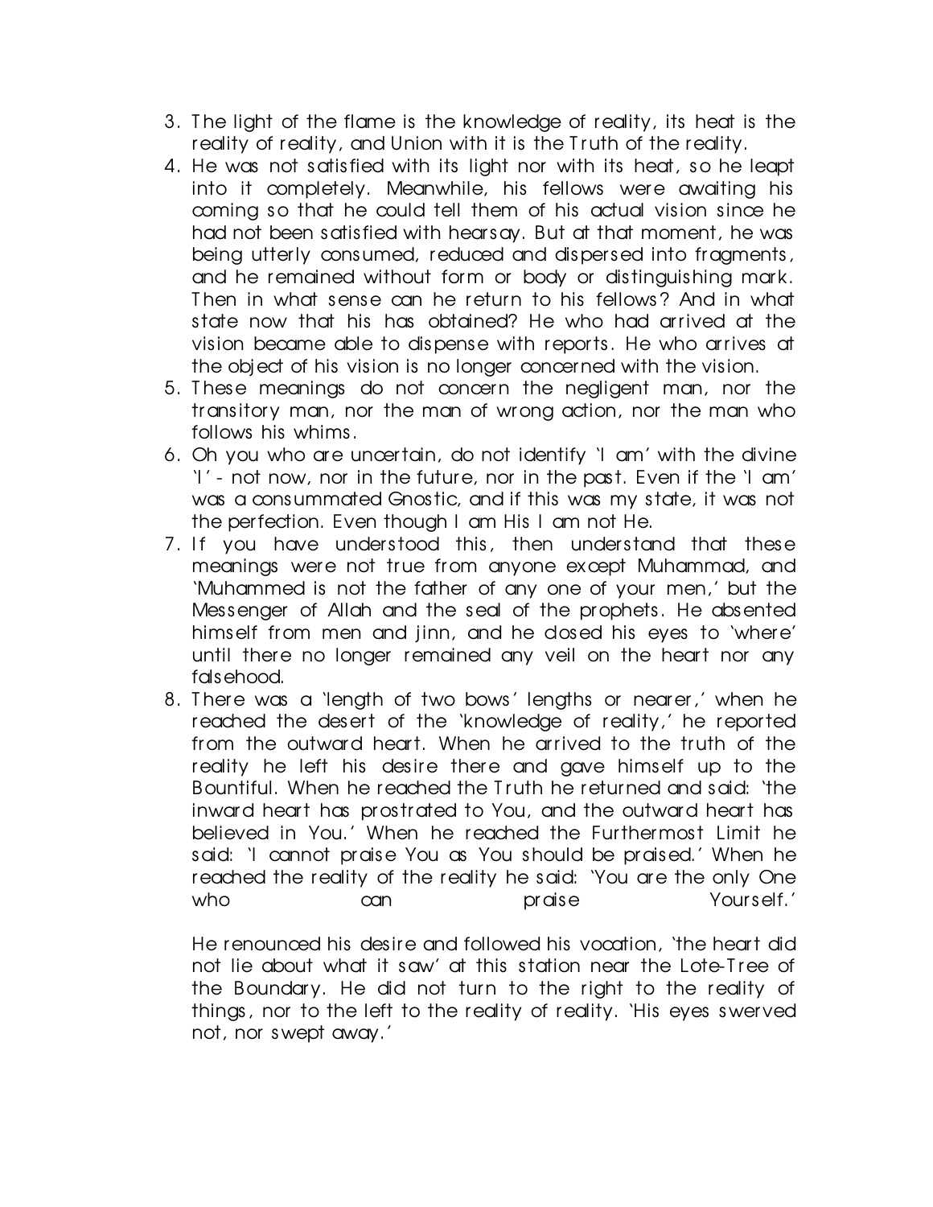3. The light of the flame is the knowledge of reality, its heat is the reality of reality, and Union with it is the Truth of the reality.
4. He was not satisfied with its light nor with its heat, so he leapt into it completely. Meanwhile, his fellows were awaiting his coming so that he could tell them of his actual vision since he had not been satisfied with hearsay. But at that moment, he was being utterly consumed, reduced and dispersed into fragments, and he remained without form or body or distinguishing mark. Then in what sense can he return to his fellows? And in what state now that his has obtained? He who had arrived at the vision became able to dispense with reports. He who arrives at the object of his vision is no longer concerned with the vision.
5. These meanings do not concern the negligent man, nor the transitory man, nor the man of wrong action, nor the man who follows his whims.
6. Oh you who are uncertain, do not identify 'I am' with the divine 'I' - not now, nor in the future, nor in the past. Even if the 'I am' was a consummated Gnostic, and if this was my state, it was not the perfection. Even though I am His I am not He.
7. If you have understood this, then understand that these meanings were not true from anyone except Muhammad, and 'Muhammed is not the father of any one of your men,' but the Messenger of Allah and the seal of the prophets. He absented himself from men and jinn, and he closed his eyes to 'where' until there no longer remained any veil on the heart nor any falsehood.
8. There was a 'length of two bows' lengths or nearer,' when he reached the desert of the 'knowledge of reality,' he reported from the outward heart. When he arrived to the truth of the reality he left his desire there and gave himself up to the Bountiful. When he reached the Truth he returned and said: 'the inward heart has prostrated to You, and the outward heart has believed in You.' When he reached the Furthermost Limit he said: 'I cannot praise You as You should be praised.' When he reached the reality of the reality he said: 'You are the only One who can praise Yourself.'

   He renounced his desire and followed his vocation, 'the heart did not lie about what it saw' at this station near the Lote-Tree of the Boundary. He did not turn to the right to the reality of things, nor to the left to the reality of reality. 'His eyes swerved not, nor swept away.'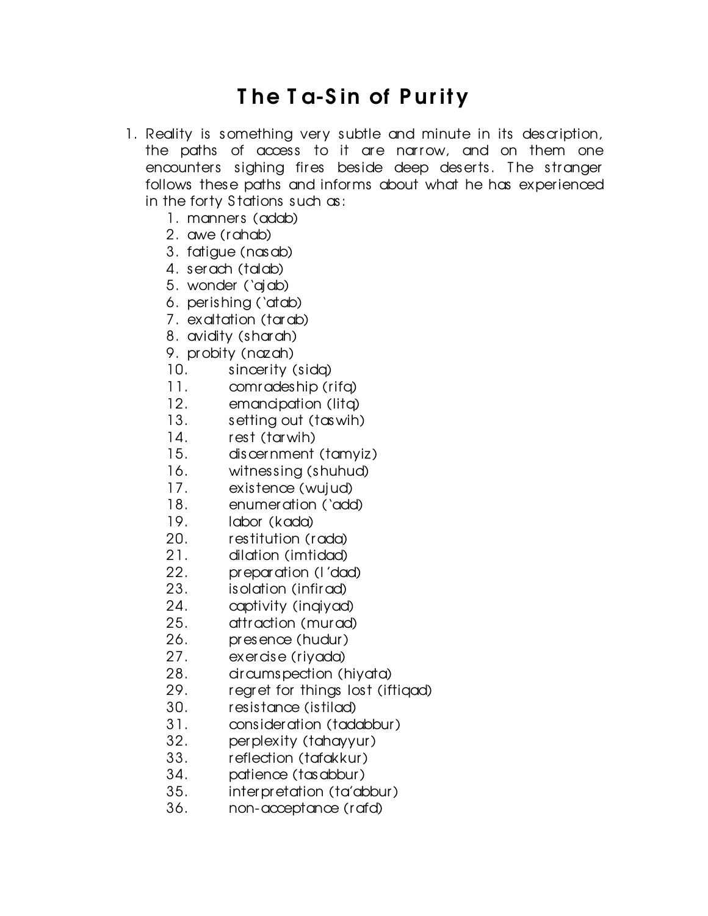# The Ta-Sin of Purity

1. Reality is something very subtle and minute in its description, the paths of access to it are narrow, and on them one encounters sighing fires beside deep deserts. The stranger follows these paths and informs about what he has experienced in the forty Stations such as:
    1. manners (adab)
    2. awe (rahab)
    3. fatigue (nasab)
    4. serach (talab)
    5. wonder (`ajab)
    6. perishing (`atab)
    7. exaltation (tarab)
    8. avidity (sharah)
    9. probity (nazah)
    10. sincerity (sidq)
    11. comradeship (rifq)
    12. emancipation (litq)
    13. setting out (taswih)
    14. rest (tarwih)
    15. discernment (tamyiz)
    16. witnessing (shuhud)
    17. existence (wujud)
    18. enumeration (`add)
    19. labor (kada)
    20. restitution (rada)
    21. dilation (imtidad)
    22. preparation (I'dad)
    23. isolation (infirad)
    24. captivity (inqiyad)
    25. attraction (murad)
    26. presence (hudur)
    27. exercise (riyada)
    28. circumspection (hiyata)
    29. regret for things lost (iftiqad)
    30. resistance (istilad)
    31. consideration (tadabbur)
    32. perplexity (tahayyur)
    33. reflection (tafakkur)
    34. patience (tasabbur)
    35. interpretation (ta'abbur)
    36. non-acceptance (rafd)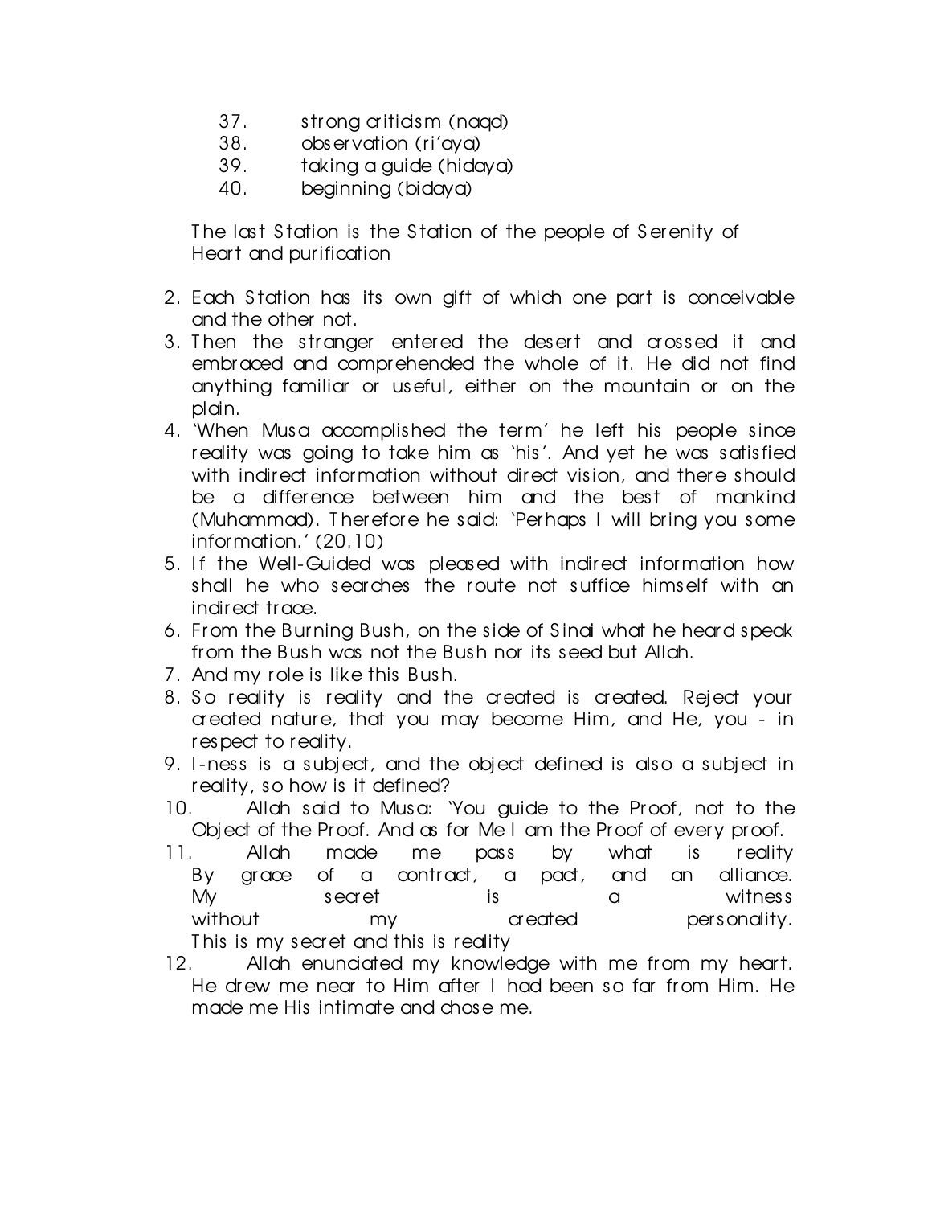37. strong criticism (naqd)
38. observation (ri'aya)
39. taking a guide (hidaya)
40. beginning (bidaya)

The last Station is the Station of the people of Serenity of Heart and purification

2. Each Station has its own gift of which one part is conceivable and the other not.
3. Then the stranger entered the desert and crossed it and embraced and comprehended the whole of it. He did not find anything familiar or useful, either on the mountain or on the plain.
4. 'When Musa accomplished the term' he left his people since reality was going to take him as 'his'. And yet he was satisfied with indirect information without direct vision, and there should be a difference between him and the best of mankind (Muhammad). Therefore he said: 'Perhaps I will bring you some information.' (20.10)
5. If the Well-Guided was pleased with indirect information how shall he who searches the route not suffice himself with an indirect trace.
6. From the Burning Bush, on the side of Sinai what he heard speak from the Bush was not the Bush nor its seed but Allah.
7. And my role is like this Bush.
8. So reality is reality and the created is created. Reject your created nature, that you may become Him, and He, you - in respect to reality.
9. I-ness is a subject, and the object defined is also a subject in reality, so how is it defined?
10. Allah said to Musa: 'You guide to the Proof, not to the Object of the Proof. And as for Me I am the Proof of every proof.
11. Allah made me pass by what is reality  
    By grace of a contract, a pact, and an alliance.  
    My secret is a witness  
    without my created personality.  
    This is my secret and this is reality
12. Allah enunciated my knowledge with me from my heart. He drew me near to Him after I had been so far from Him. He made me His intimate and chose me.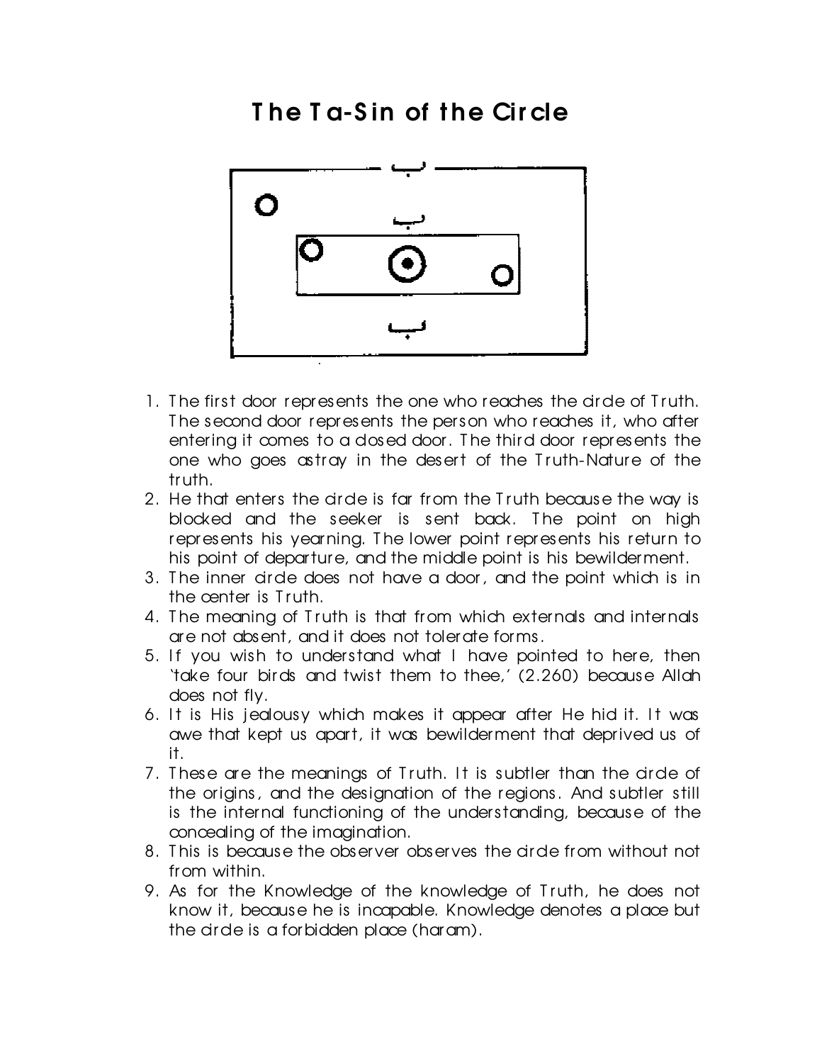# The Ta-Sin of the Circle

1. The first door represents the one who reaches the circle of Truth. The second door represents the person who reaches it, who after entering it comes to a closed door. The third door represents the one who goes astray in the desert of the Truth-Nature of the truth.
2. He that enters the circle is far from the Truth because the way is blocked and the seeker is sent back. The point on high represents his yearning. The lower point represents his return to his point of departure, and the middle point is his bewilderment.
3. The inner circle does not have a door, and the point which is in the center is Truth.
4. The meaning of Truth is that from which externals and internals are not absent, and it does not tolerate forms.
5. If you wish to understand what I have pointed to here, then 'take four birds and twist them to thee,' (2.260) because Allah does not fly.
6. It is His jealousy which makes it appear after He hid it. It was awe that kept us apart, it was bewilderment that deprived us of it.
7. These are the meanings of Truth. It is subtler than the circle of the origins, and the designation of the regions. And subtler still is the internal functioning of the understanding, because of the concealing of the imagination.
8. This is because the observer observes the circle from without not from within.
9. As for the Knowledge of the knowledge of Truth, he does not know it, because he is incapable. Knowledge denotes a place but the circle is a forbidden place (haram).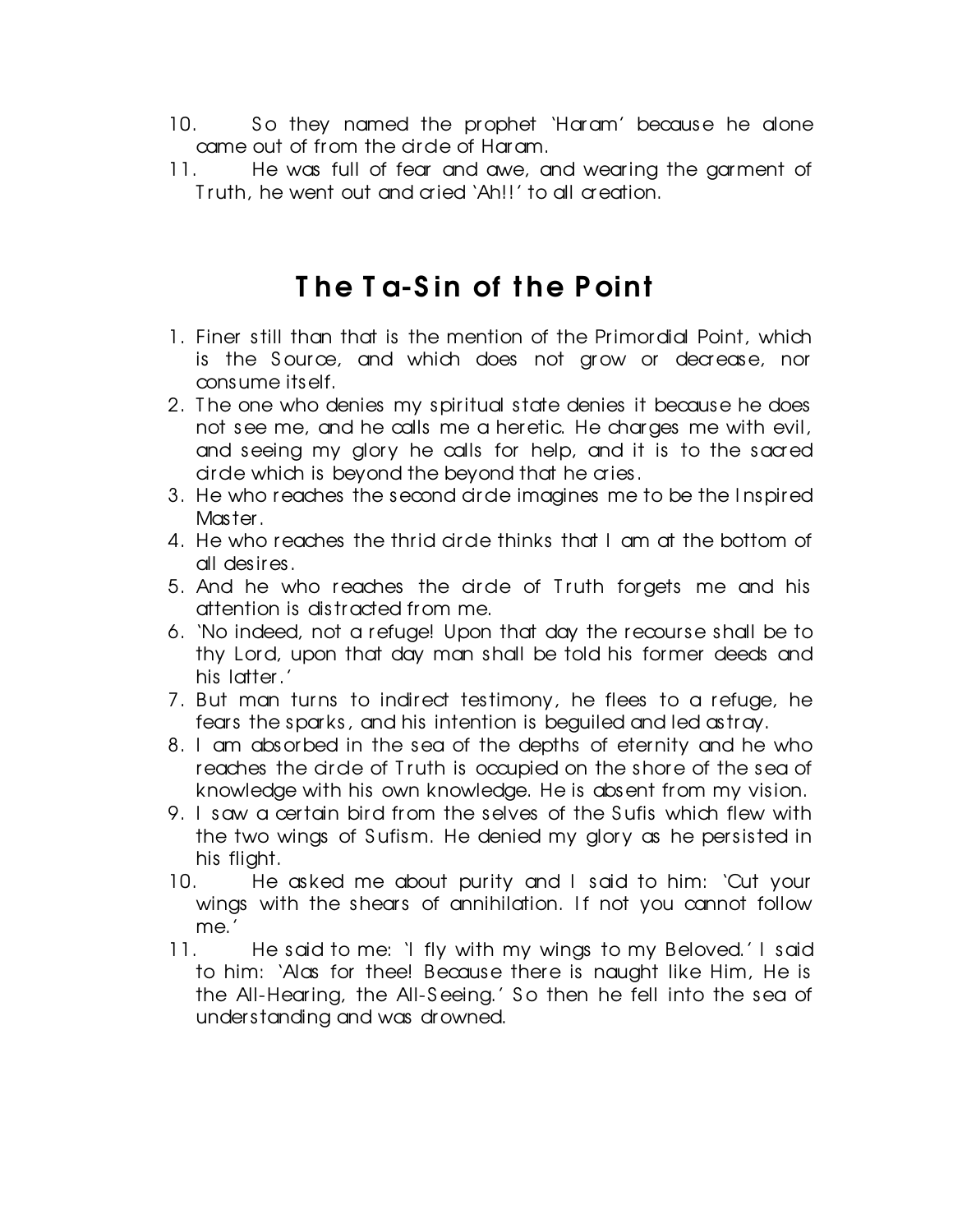10. So they named the prophet 'Haram' because he alone came out of from the circle of Haram.
11. He was full of fear and awe, and wearing the garment of Truth, he went out and cried 'Ah!!' to all creation.

## The Ta-Sin of the Point

1. Finer still than that is the mention of the Primordial Point, which is the Source, and which does not grow or decrease, nor consume itself.
2. The one who denies my spiritual state denies it because he does not see me, and he calls me a heretic. He charges me with evil, and seeing my glory he calls for help, and it is to the sacred circle which is beyond the beyond that he cries.
3. He who reaches the second circle imagines me to be the Inspired Master.
4. He who reaches the thrid circle thinks that I am at the bottom of all desires.
5. And he who reaches the circle of Truth forgets me and his attention is distracted from me.
6. 'No indeed, not a refuge! Upon that day the recourse shall be to thy Lord, upon that day man shall be told his former deeds and his latter.'
7. But man turns to indirect testimony, he flees to a refuge, he fears the sparks, and his intention is beguiled and led astray.
8. I am absorbed in the sea of the depths of eternity and he who reaches the circle of Truth is occupied on the shore of the sea of knowledge with his own knowledge. He is absent from my vision.
9. I saw a certain bird from the selves of the Sufis which flew with the two wings of Sufism. He denied my glory as he persisted in his flight.
10. He asked me about purity and I said to him: 'Cut your wings with the shears of annihilation. If not you cannot follow me.'
11. He said to me: 'I fly with my wings to my Beloved.' I said to him: 'Alas for thee! Because there is naught like Him, He is the All-Hearing, the All-Seeing.' So then he fell into the sea of understanding and was drowned.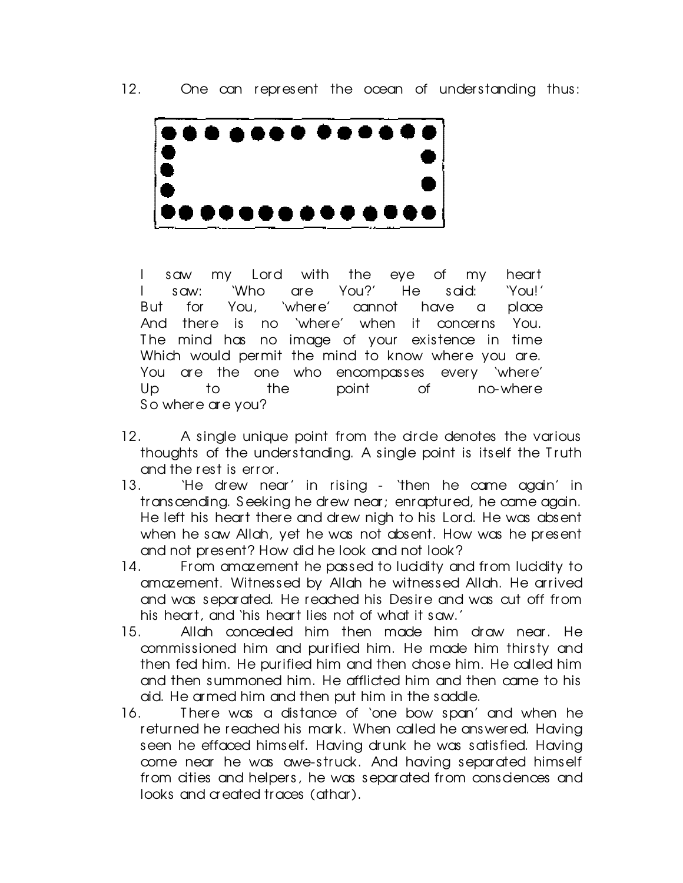12. One can represent the ocean of understanding thus:

I saw my Lord with the eye of my heart
I saw: 'Who are You?' He said: 'You!'
But for You, 'where' cannot have a place
And there is no 'where' when it concerns You.
The mind has no image of your existence in time
Which would permit the mind to know where you are.
You are the one who encompasses every 'where'
Up to the point of no-where
So where are you?

12. A single unique point from the circle denotes the various thoughts of the understanding. A single point is itself the Truth and the rest is error.

13. 'He drew near' in rising - 'then he came again' in transcending. Seeking he drew near; enraptured, he came again. He left his heart there and drew nigh to his Lord. He was absent when he saw Allah, yet he was not absent. How was he present and not present? How did he look and not look?

14. From amazement he passed to lucidity and from lucidity to amazement. Witnessed by Allah he witnessed Allah. He arrived and was separated. He reached his Desire and was cut off from his heart, and 'his heart lies not of what it saw.'

15. Allah concealed him then made him draw near. He commissioned him and purified him. He made him thirsty and then fed him. He purified him and then chose him. He called him and then summoned him. He afflicted him and then came to his aid. He armed him and then put him in the saddle.

16. There was a distance of 'one bow span' and when he returned he reached his mark. When called he answered. Having seen he effaced himself. Having drunk he was satisfied. Having come near he was awe-struck. And having separated himself from cities and helpers, he was separated from consciences and looks and created traces (athar).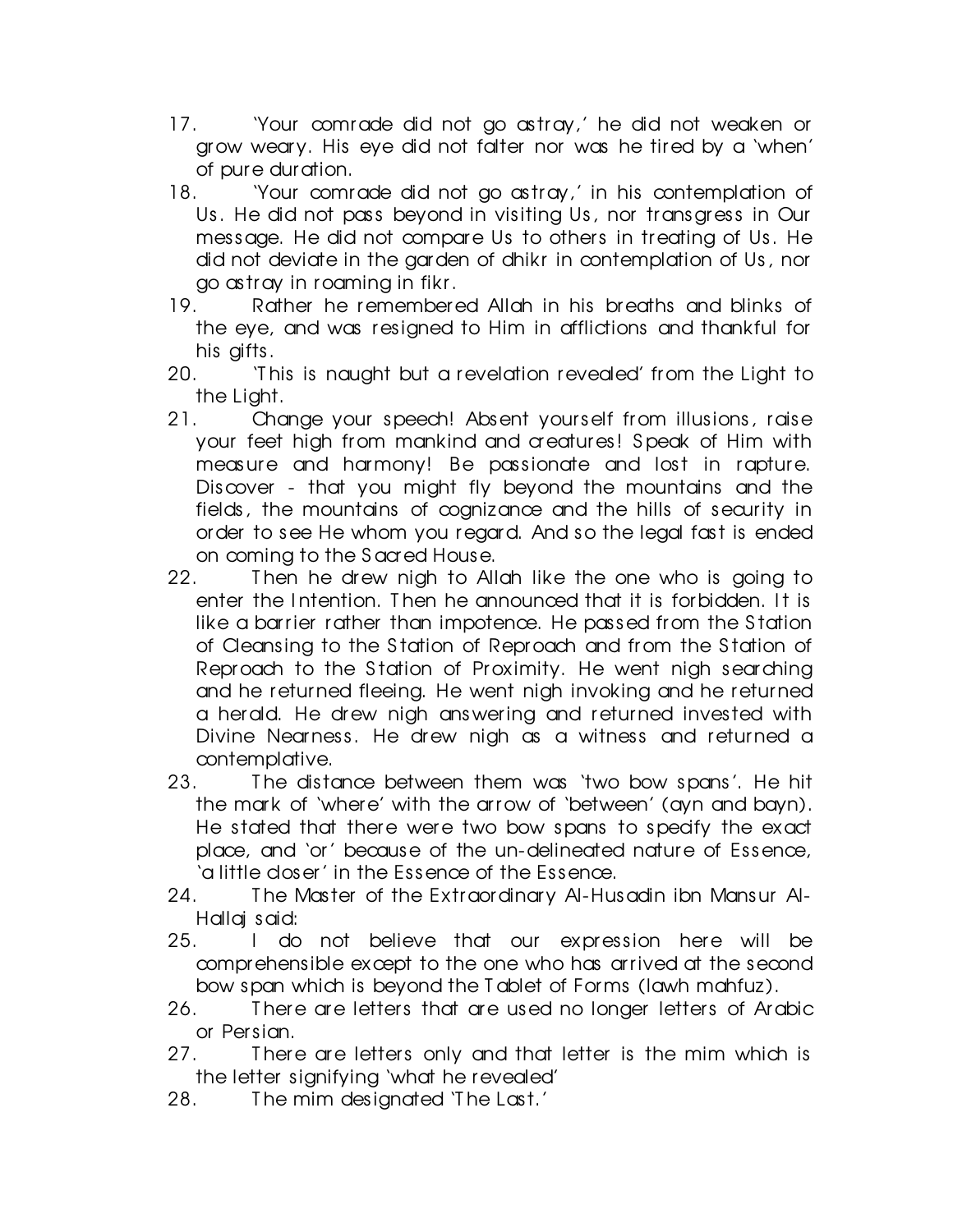17. 'Your comrade did not go astray,' he did not weaken or grow weary. His eye did not falter nor was he tired by a 'when' of pure duration.
18. 'Your comrade did not go astray,' in his contemplation of Us. He did not pass beyond in visiting Us, nor transgress in Our message. He did not compare Us to others in treating of Us. He did not deviate in the garden of dhikr in contemplation of Us, nor go astray in roaming in fikr.
19. Rather he remembered Allah in his breaths and blinks of the eye, and was resigned to Him in afflictions and thankful for his gifts.
20. 'This is naught but a revelation revealed' from the Light to the Light.
21. Change your speech! Absent yourself from illusions, raise your feet high from mankind and creatures! Speak of Him with measure and harmony! Be passionate and lost in rapture. Discover - that you might fly beyond the mountains and the fields, the mountains of cognizance and the hills of security in order to see He whom you regard. And so the legal fast is ended on coming to the Sacred House.
22. Then he drew nigh to Allah like the one who is going to enter the Intention. Then he announced that it is forbidden. It is like a barrier rather than impotence. He passed from the Station of Cleansing to the Station of Reproach and from the Station of Reproach to the Station of Proximity. He went nigh searching and he returned fleeing. He went nigh invoking and he returned a herald. He drew nigh answering and returned invested with Divine Nearness. He drew nigh as a witness and returned a contemplative.
23. The distance between them was 'two bow spans'. He hit the mark of 'where' with the arrow of 'between' (ayn and bayn). He stated that there were two bow spans to specify the exact place, and 'or' because of the un-delineated nature of Essence, 'a little closer' in the Essence of the Essence.
24. The Master of the Extraordinary Al-Husadin ibn Mansur Al-Hallaj said:
25. I do not believe that our expression here will be comprehensible except to the one who has arrived at the second bow span which is beyond the Tablet of Forms (lawh mahfuz).
26. There are letters that are used no longer letters of Arabic or Persian.
27. There are letters only and that letter is the mim which is the letter signifying 'what he revealed'
28. The mim designated 'The Last.'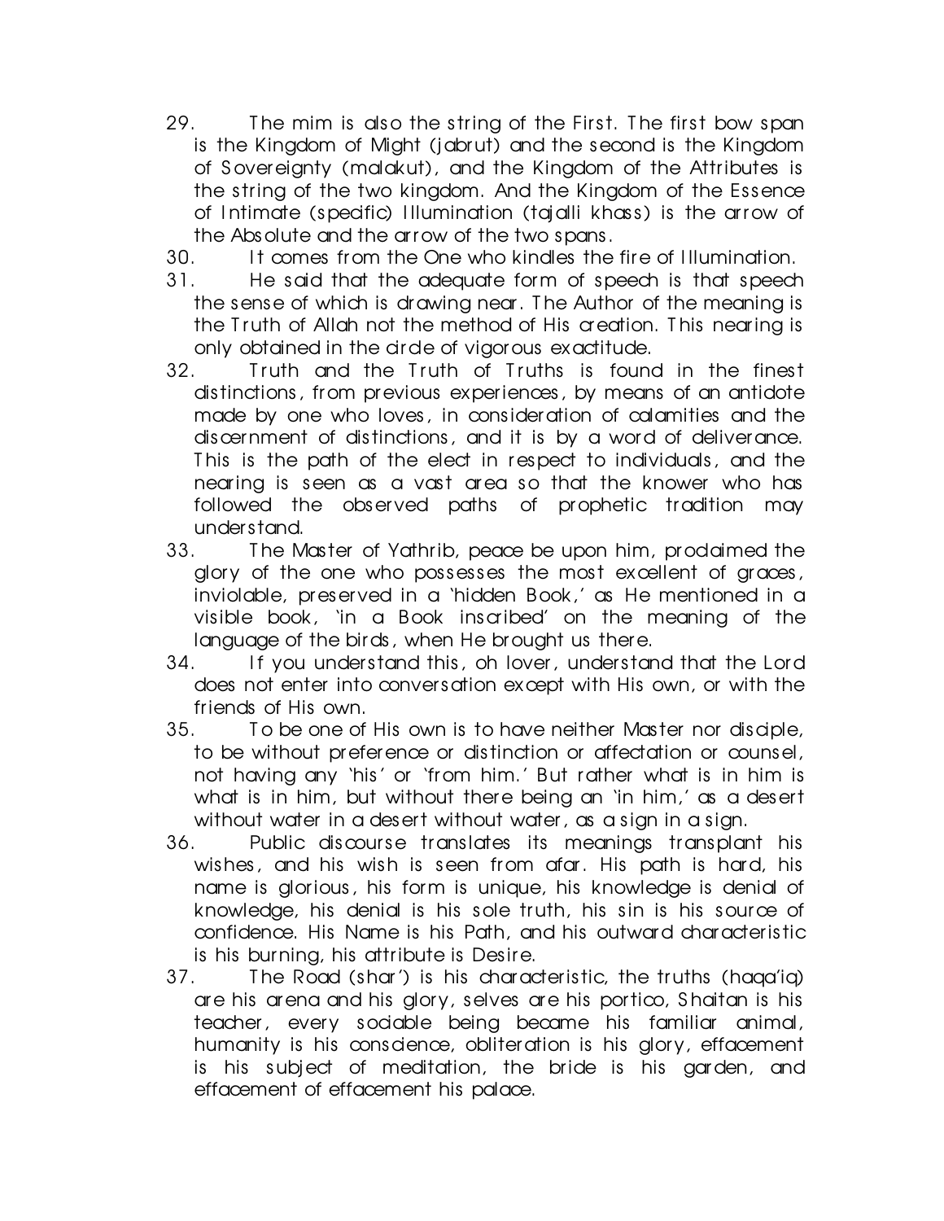29. The mim is also the string of the First. The first bow span is the Kingdom of Might (jabrut) and the second is the Kingdom of Sovereignty (malakut), and the Kingdom of the Attributes is the string of the two kingdom. And the Kingdom of the Essence of Intimate (specific) Illumination (tajalli khass) is the arrow of the Absolute and the arrow of the two spans.
30. It comes from the One who kindles the fire of Illumination.
31. He said that the adequate form of speech is that speech the sense of which is drawing near. The Author of the meaning is the Truth of Allah not the method of His creation. This nearing is only obtained in the circle of vigorous exactitude.
32. Truth and the Truth of Truths is found in the finest distinctions, from previous experiences, by means of an antidote made by one who loves, in consideration of calamities and the discernment of distinctions, and it is by a word of deliverance. This is the path of the elect in respect to individuals, and the nearing is seen as a vast area so that the knower who has followed the observed paths of prophetic tradition may understand.
33. The Master of Yathrib, peace be upon him, proclaimed the glory of the one who possesses the most excellent of graces, inviolable, preserved in a 'hidden Book,' as He mentioned in a visible book, 'in a Book inscribed' on the meaning of the language of the birds, when He brought us there.
34. If you understand this, oh lover, understand that the Lord does not enter into conversation except with His own, or with the friends of His own.
35. To be one of His own is to have neither Master nor disciple, to be without preference or distinction or affectation or counsel, not having any 'his' or 'from him.' But rather what is in him is what is in him, but without there being an 'in him,' as a desert without water in a desert without water, as a sign in a sign.
36. Public discourse translates its meanings transplant his wishes, and his wish is seen from afar. His path is hard, his name is glorious, his form is unique, his knowledge is denial of knowledge, his denial is his sole truth, his sin is his source of confidence. His Name is his Path, and his outward characteristic is his burning, his attribute is Desire.
37. The Road (shar') is his characteristic, the truths (haqa'iq) are his arena and his glory, selves are his portico, Shaitan is his teacher, every sociable being became his familiar animal, humanity is his conscience, obliteration is his glory, effacement is his subject of meditation, the bride is his garden, and effacement of effacement his palace.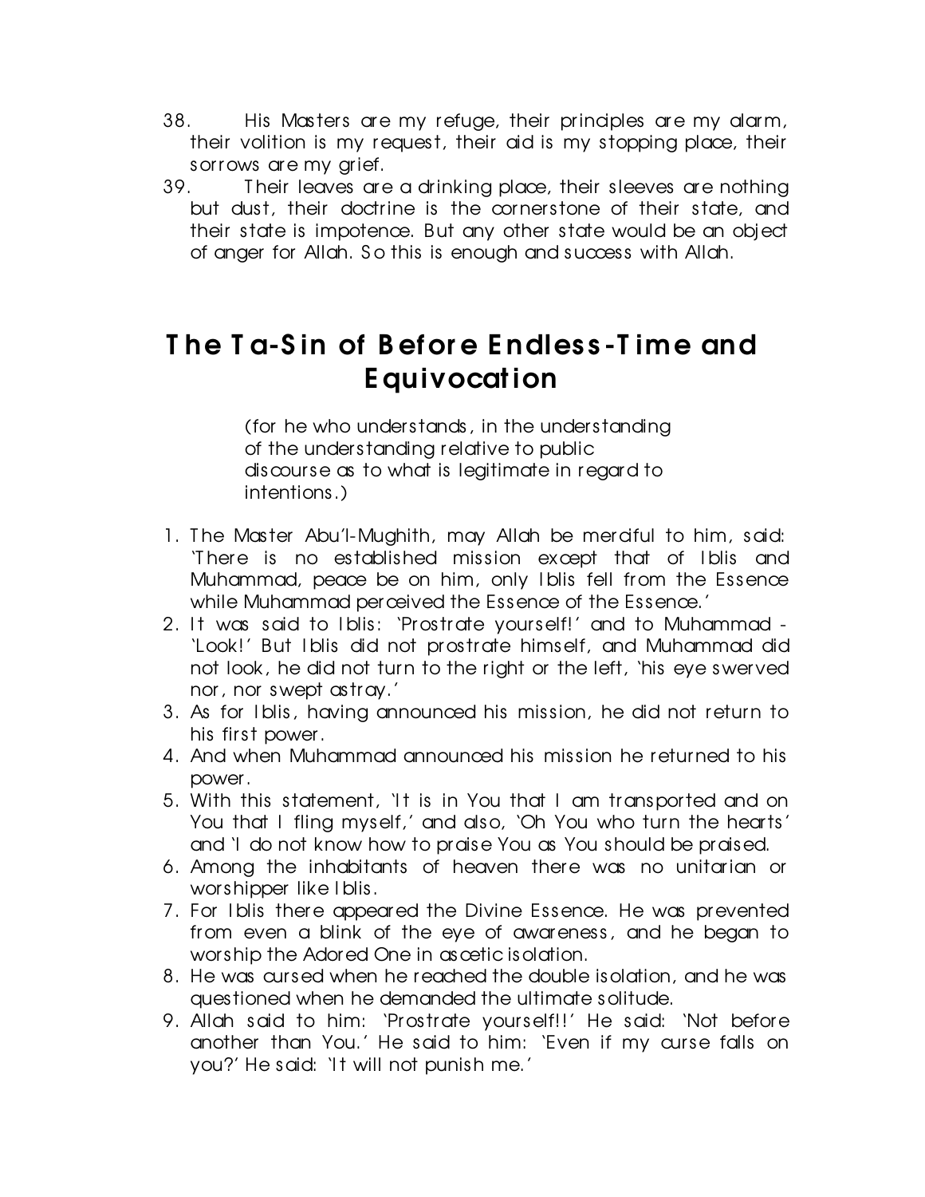38. His Masters are my refuge, their principles are my alarm, their volition is my request, their aid is my stopping place, their sorrows are my grief.
39. Their leaves are a drinking place, their sleeves are nothing but dust, their doctrine is the cornerstone of their state, and their state is impotence. But any other state would be an object of anger for Allah. So this is enough and success with Allah.

# The Ta-Sin of Before Endless-Time and Equivocation

(for he who understands, in the understanding of the understanding relative to public discourse as to what is legitimate in regard to intentions.)

1. The Master Abu'l-Mughith, may Allah be merciful to him, said: 'There is no established mission except that of Iblis and Muhammad, peace be on him, only Iblis fell from the Essence while Muhammad perceived the Essence of the Essence.'
2. It was said to Iblis: 'Prostrate yourself!' and to Muhammad - 'Look!' But Iblis did not prostrate himself, and Muhammad did not look, he did not turn to the right or the left, 'his eye swerved nor, nor swept astray.'
3. As for Iblis, having announced his mission, he did not return to his first power.
4. And when Muhammad announced his mission he returned to his power.
5. With this statement, 'It is in You that I am transported and on You that I fling myself,' and also, 'Oh You who turn the hearts' and 'I do not know how to praise You as You should be praised.
6. Among the inhabitants of heaven there was no unitarian or worshipper like Iblis.
7. For Iblis there appeared the Divine Essence. He was prevented from even a blink of the eye of awareness, and he began to worship the Adored One in ascetic isolation.
8. He was cursed when he reached the double isolation, and he was questioned when he demanded the ultimate solitude.
9. Allah said to him: 'Prostrate yourself!!' He said: 'Not before another than You.' He said to him: 'Even if my curse falls on you?' He said: 'It will not punish me.'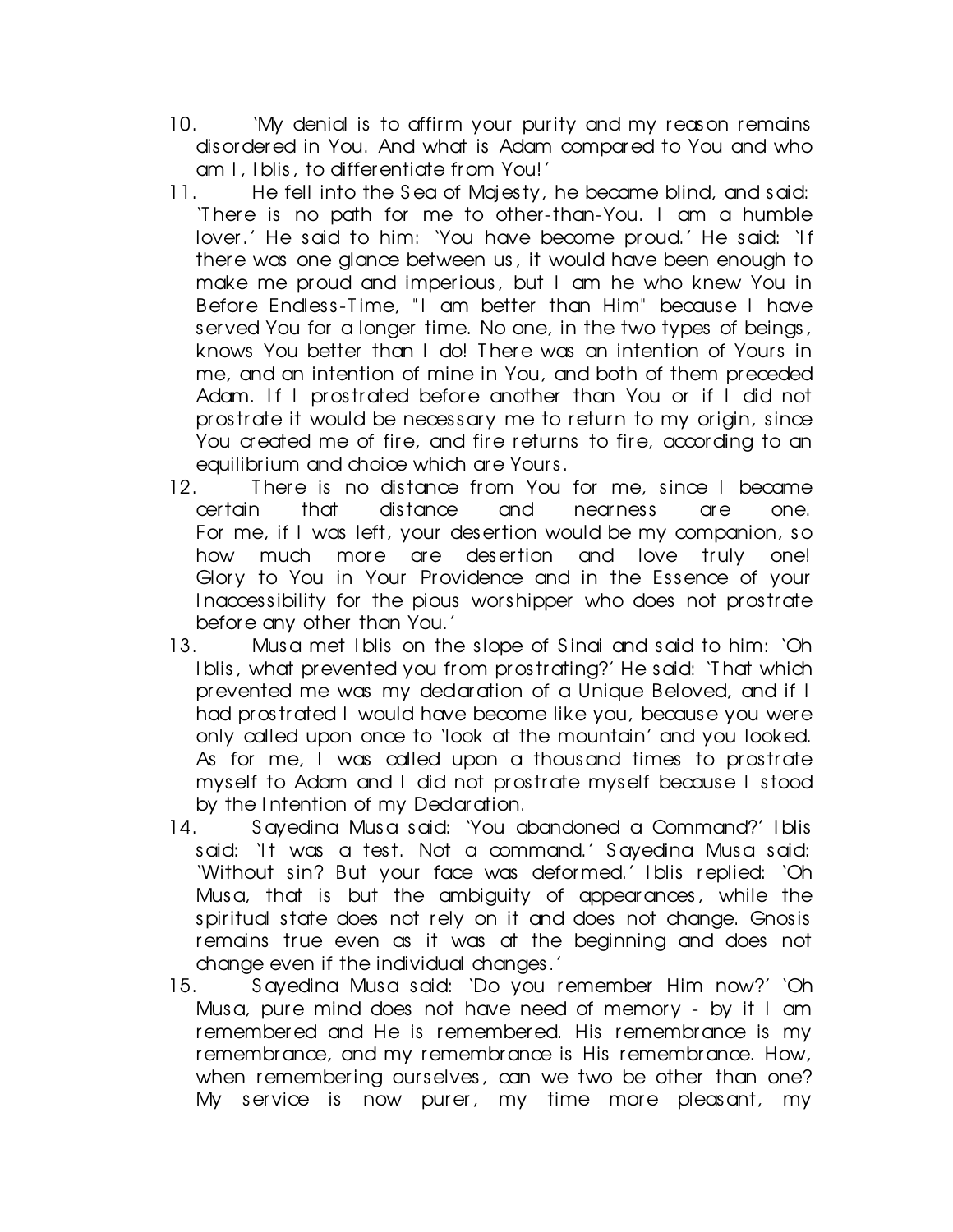10. 'My denial is to affirm your purity and my reason remains disordered in You. And what is Adam compared to You and who am I, Iblis, to differentiate from You!'

11. He fell into the Sea of Majesty, he became blind, and said: 'There is no path for me to other-than-You. I am a humble lover.' He said to him: 'You have become proud.' He said: 'If there was one glance between us, it would have been enough to make me proud and imperious, but I am he who knew You in Before Endless-Time, "I am better than Him" because I have served You for a longer time. No one, in the two types of beings, knows You better than I do! There was an intention of Yours in me, and an intention of mine in You, and both of them preceded Adam. If I prostrated before another than You or if I did not prostrate it would be necessary me to return to my origin, since You created me of fire, and fire returns to fire, according to an equilibrium and choice which are Yours.

12. There is no distance from You for me, since I became certain that distance and nearness are one. For me, if I was left, your desertion would be my companion, so how much more are desertion and love truly one! Glory to You in Your Providence and in the Essence of your Inaccessibility for the pious worshipper who does not prostrate before any other than You.'

13. Musa met Iblis on the slope of Sinai and said to him: 'Oh Iblis, what prevented you from prostrating?' He said: 'That which prevented me was my declaration of a Unique Beloved, and if I had prostrated I would have become like you, because you were only called upon once to 'look at the mountain' and you looked. As for me, I was called upon a thousand times to prostrate myself to Adam and I did not prostrate myself because I stood by the Intention of my Declaration.

14. Sayedina Musa said: 'You abandoned a Command?' Iblis said: 'It was a test. Not a command.' Sayedina Musa said: 'Without sin? But your face was deformed.' Iblis replied: 'Oh Musa, that is but the ambiguity of appearances, while the spiritual state does not rely on it and does not change. Gnosis remains true even as it was at the beginning and does not change even if the individual changes.'

15. Sayedina Musa said: 'Do you remember Him now?' 'Oh Musa, pure mind does not have need of memory - by it I am remembered and He is remembered. His remembrance is my remembrance, and my remembrance is His remembrance. How, when remembering ourselves, can we two be other than one? My service is now purer, my time more pleasant, my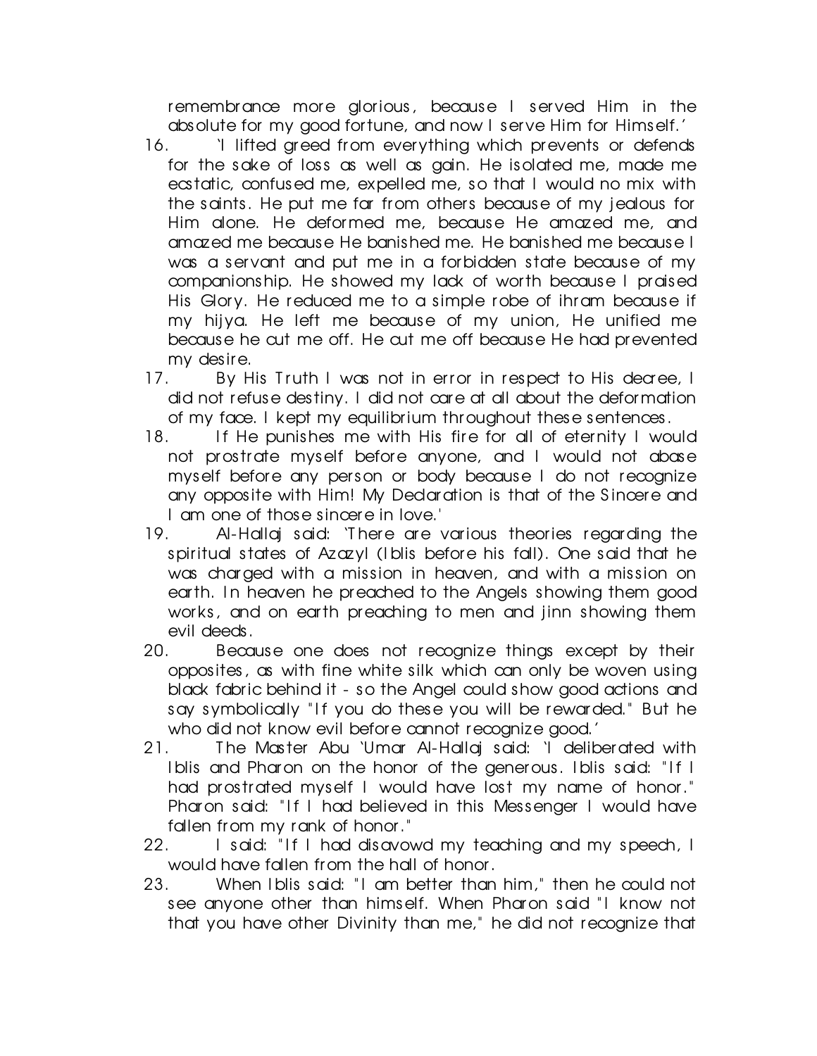remembrance more glorious, because I served Him in the absolute for my good fortune, and now I serve Him for Himself.'

16. 'I lifted greed from everything which prevents or defends for the sake of loss as well as gain. He isolated me, made me ecstatic, confused me, expelled me, so that I would no mix with the saints. He put me far from others because of my jealous for Him alone. He deformed me, because He amazed me, and amazed me because He banished me. He banished me because I was a servant and put me in a forbidden state because of my companionship. He showed my lack of worth because I praised His Glory. He reduced me to a simple robe of ihram because if my hijya. He left me because of my union, He unified me because he cut me off. He cut me off because He had prevented my desire.

17. By His Truth I was not in error in respect to His decree, I did not refuse destiny. I did not care at all about the deformation of my face. I kept my equilibrium throughout these sentences.

18. If He punishes me with His fire for all of eternity I would not prostrate myself before anyone, and I would not abase myself before any person or body because I do not recognize any opposite with Him! My Declaration is that of the Sincere and I am one of those sincere in love.'

19. Al-Hallaj said: 'There are various theories regarding the spiritual states of Azazyl (Iblis before his fall). One said that he was charged with a mission in heaven, and with a mission on earth. In heaven he preached to the Angels showing them good works, and on earth preaching to men and jinn showing them evil deeds.

20. Because one does not recognize things except by their opposites, as with fine white silk which can only be woven using black fabric behind it - so the Angel could show good actions and say symbolically "If you do these you will be rewarded." But he who did not know evil before cannot recognize good.'

21. The Master Abu 'Umar Al-Hallaj said: 'I deliberated with Iblis and Pharon on the honor of the generous. Iblis said: "If I had prostrated myself I would have lost my name of honor." Pharon said: "If I had believed in this Messenger I would have fallen from my rank of honor."

22. I said: "If I had disavowd my teaching and my speech, I would have fallen from the hall of honor.

23. When Iblis said: "I am better than him," then he could not see anyone other than himself. When Pharon said "I know not that you have other Divinity than me," he did not recognize that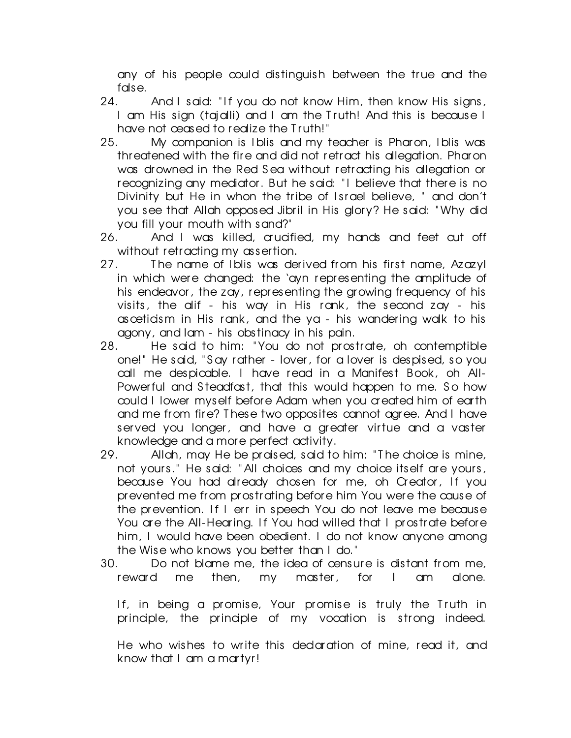any of his people could distinguish between the true and the false.

24. And I said: "If you do not know Him, then know His signs, I am His sign (tajalli) and I am the Truth! And this is because I have not ceased to realize the Truth!"

25. My companion is Iblis and my teacher is Pharon, Iblis was threatened with the fire and did not retract his allegation. Pharon was drowned in the Red Sea without retracting his allegation or recognizing any mediator. But he said: "I believe that there is no Divinity but He in whon the tribe of Israel believe, " and don't you see that Allah opposed Jibril in His glory? He said: "Why did you fill your mouth with sand?"

26. And I was killed, crucified, my hands and feet cut off without retracting my assertion.

27. The name of Iblis was derived from his first name, Azazyl in which were changed: the 'ayn representing the amplitude of his endeavor, the zay, representing the growing frequency of his visits, the alif - his way in His rank, the second zay - his asceticism in His rank, and the ya - his wandering walk to his agony, and lam - his obstinacy in his pain.

28. He said to him: "You do not prostrate, oh contemptible one!" He said, "Say rather - lover, for a lover is despised, so you call me despicable. I have read in a Manifest Book, oh All-Powerful and Steadfast, that this would happen to me. So how could I lower myself before Adam when you created him of earth and me from fire? These two opposites cannot agree. And I have served you longer, and have a greater virtue and a vaster knowledge and a more perfect activity.

29. Allah, may He be praised, said to him: "The choice is mine, not yours." He said: "All choices and my choice itself are yours, because You had already chosen for me, oh Creator, If you prevented me from prostrating before him You were the cause of the prevention. If I err in speech You do not leave me because You are the All-Hearing. If You had willed that I prostrate before him, I would have been obedient. I do not know anyone among the Wise who knows you better than I do."

30. Do not blame me, the idea of censure is distant from me, reward me then, my master, for I am alone.

    If, in being a promise, Your promise is truly the Truth in principle, the principle of my vocation is strong indeed.

    He who wishes to write this declaration of mine, read it, and know that I am a martyr!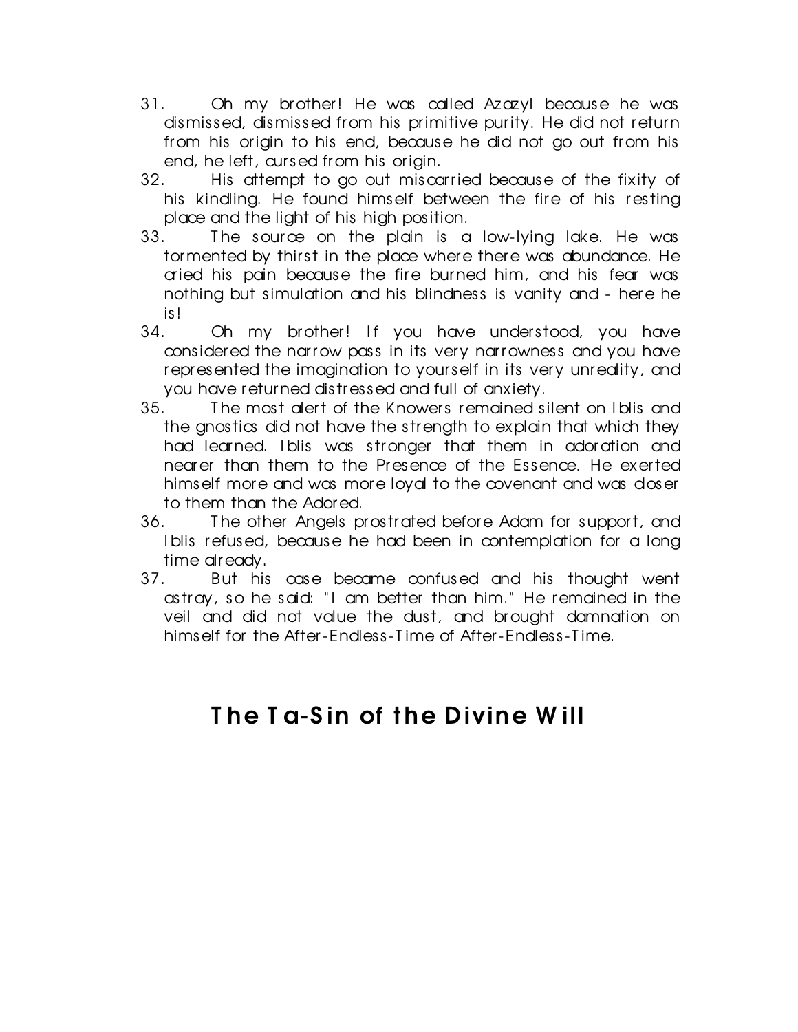31. Oh my brother! He was called Azazyl because he was dismissed, dismissed from his primitive purity. He did not return from his origin to his end, because he did not go out from his end, he left, cursed from his origin.
32. His attempt to go out miscarried because of the fixity of his kindling. He found himself between the fire of his resting place and the light of his high position.
33. The source on the plain is a low-lying lake. He was tormented by thirst in the place where there was abundance. He cried his pain because the fire burned him, and his fear was nothing but simulation and his blindness is vanity and - here he is!
34. Oh my brother! If you have understood, you have considered the narrow pass in its very narrowness and you have represented the imagination to yourself in its very unreality, and you have returned distressed and full of anxiety.
35. The most alert of the Knowers remained silent on Iblis and the gnostics did not have the strength to explain that which they had learned. Iblis was stronger that them in adoration and nearer than them to the Presence of the Essence. He exerted himself more and was more loyal to the covenant and was closer to them than the Adored.
36. The other Angels prostrated before Adam for support, and Iblis refused, because he had been in contemplation for a long time already.
37. But his case became confused and his thought went astray, so he said: "I am better than him." He remained in the veil and did not value the dust, and brought damnation on himself for the After-Endless-Time of After-Endless-Time.

## The Ta-Sin of the Divine Will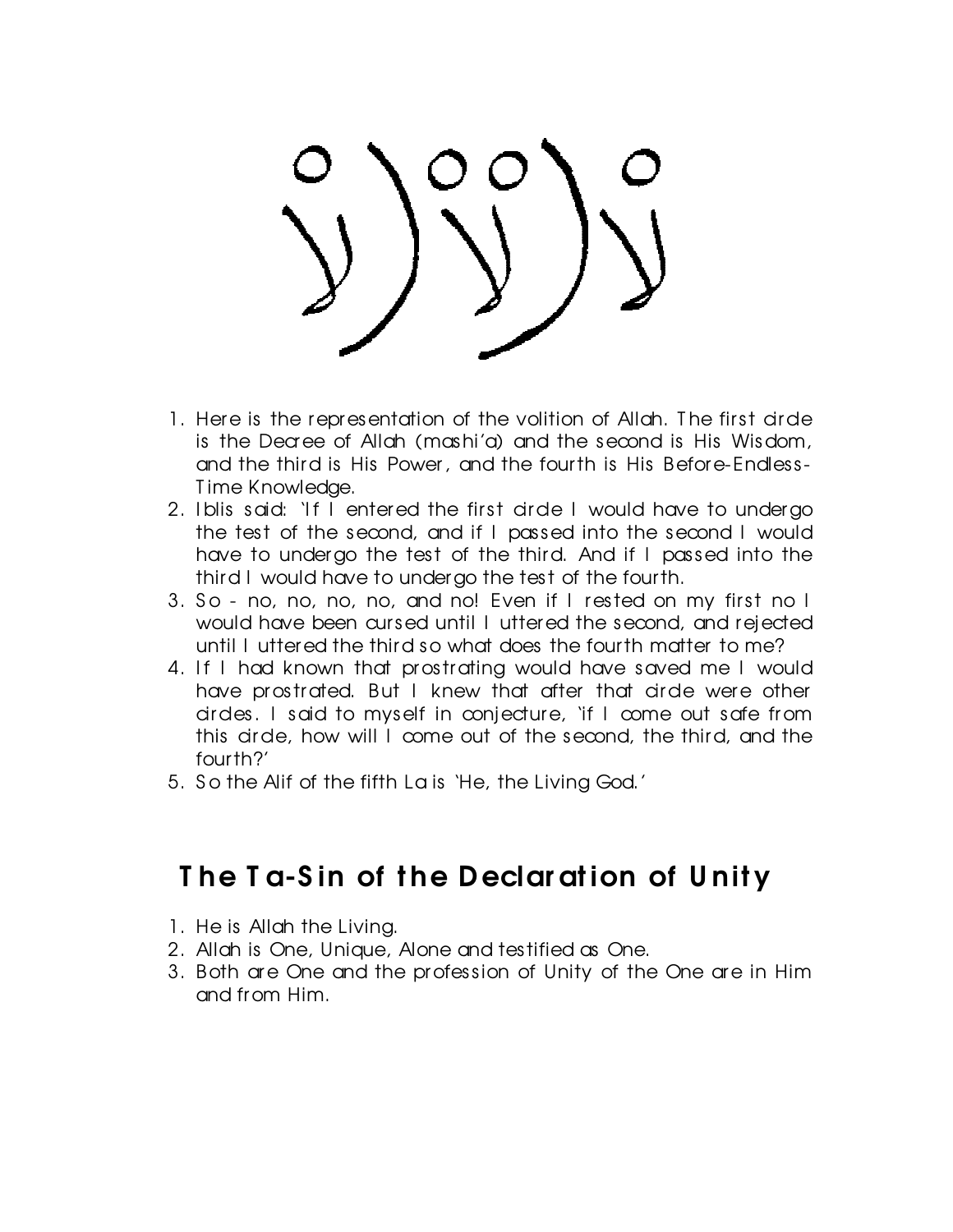1. Here is the representation of the volition of Allah. The first circle is the Decree of Allah (mashi'a) and the second is His Wisdom, and the third is His Power, and the fourth is His Before-Endless-Time Knowledge.
2. Iblis said: 'If I entered the first circle I would have to undergo the test of the second, and if I passed into the second I would have to undergo the test of the third. And if I passed into the third I would have to undergo the test of the fourth.
3. So - no, no, no, no, and no! Even if I rested on my first no I would have been cursed until I uttered the second, and rejected until I uttered the third so what does the fourth matter to me?
4. If I had known that prostrating would have saved me I would have prostrated. But I knew that after that circle were other circles. I said to myself in conjecture, 'if I come out safe from this circle, how will I come out of the second, the third, and the fourth?'
5. So the Alif of the fifth La is 'He, the Living God.'

## The Ta-Sin of the Declaration of Unity

1. He is Allah the Living.
2. Allah is One, Unique, Alone and testified as One.
3. Both are One and the profession of Unity of the One are in Him and from Him.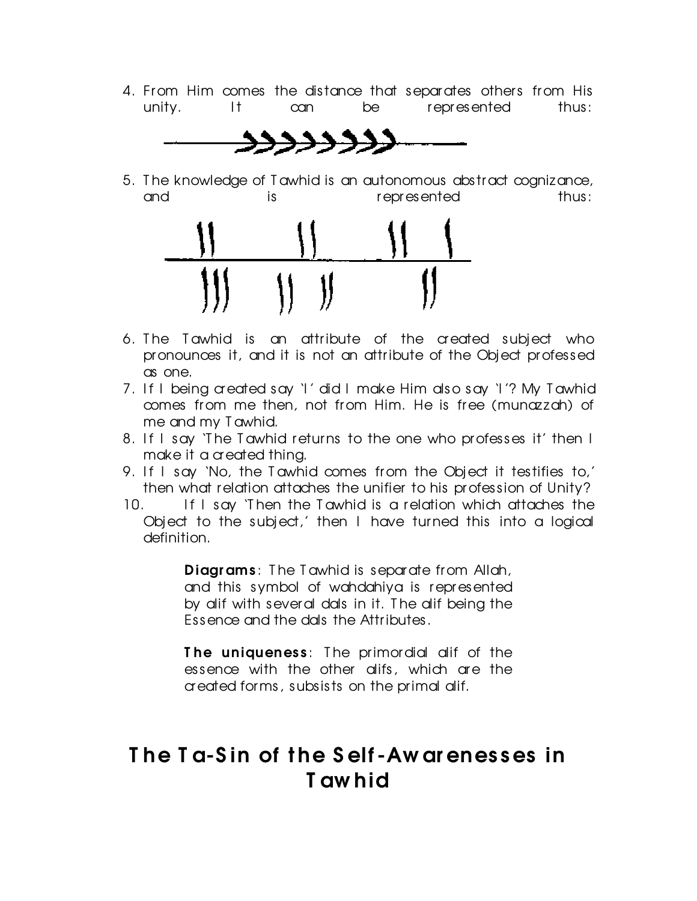4. From Him comes the distance that separates others from His unity. It can be represented thus:

5. The knowledge of Tawhid is an autonomous abstract cognizance, and is represented thus:

6. The Tawhid is an attribute of the created subject who pronounces it, and it is not an attribute of the Object professed as one.
7. If I being created say 'I' did I make Him also say 'I'? My Tawhid comes from me then, not from Him. He is free (munazzah) of me and my Tawhid.
8. If I say 'The Tawhid returns to the one who professes it' then I make it a created thing.
9. If I say 'No, the Tawhid comes from the Object it testifies to,' then what relation attaches the unifier to his profession of Unity?
10. If I say 'Then the Tawhid is a relation which attaches the Object to the subject,' then I have turned this into a logical definition.

> **Diagrams**: The Tawhid is separate from Allah, and this symbol of wahdahiya is represented by alif with several dals in it. The alif being the Essence and the dals the Attributes.
>
> **The uniqueness**: The primordial alif of the essence with the other alifs, which are the created forms, subsists on the primal alif.

# The Ta-Sin of the Self-Awarenesses in Tawhid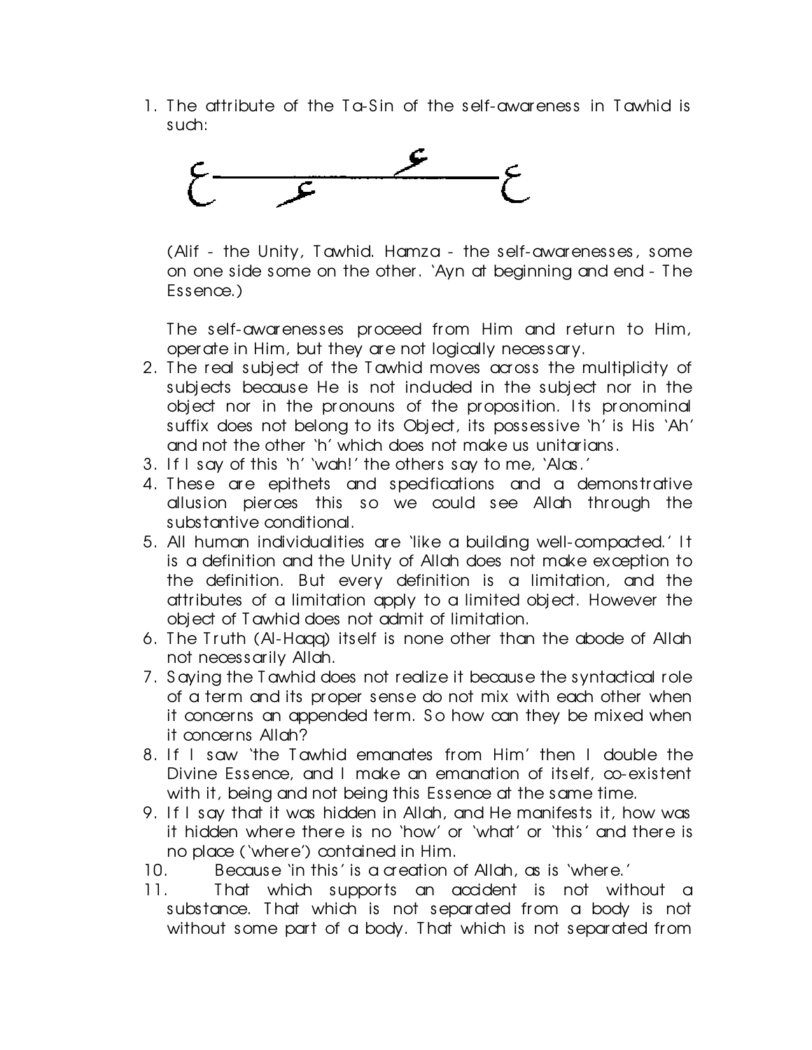1. The attribute of the Ta-Sin of the self-awareness in Tawhid is such:

   ع——ء——ء——ع

   (Alif - the Unity, Tawhid. Hamza - the self-awarenesses, some on one side some on the other. `Ayn at beginning and end - The Essence.)

   The self-awarenesses proceed from Him and return to Him, operate in Him, but they are not logically necessary.
2. The real subject of the Tawhid moves across the multiplicity of subjects because He is not included in the subject nor in the object nor in the pronouns of the proposition. Its pronominal suffix does not belong to its Object, its possessive `h' is His `Ah' and not the other `h' which does not make us unitarians.
3. If I say of this `h' `wah!' the others say to me, `Alas.'
4. These are epithets and specifications and a demonstrative allusion pierces this so we could see Allah through the substantive conditional.
5. All human individualities are `like a building well-compacted.' It is a definition and the Unity of Allah does not make exception to the definition. But every definition is a limitation, and the attributes of a limitation apply to a limited object. However the object of Tawhid does not admit of limitation.
6. The Truth (Al-Haqq) itself is none other than the abode of Allah not necessarily Allah.
7. Saying the Tawhid does not realize it because the syntactical role of a term and its proper sense do not mix with each other when it concerns an appended term. So how can they be mixed when it concerns Allah?
8. If I saw `the Tawhid emanates from Him' then I double the Divine Essence, and I make an emanation of itself, co-existent with it, being and not being this Essence at the same time.
9. If I say that it was hidden in Allah, and He manifests it, how was it hidden where there is no `how' or `what' or `this' and there is no place (`where') contained in Him.
10. Because `in this' is a creation of Allah, as is `where.'
11. That which supports an accident is not without a substance. That which is not separated from a body is not without some part of a body. That which is not separated from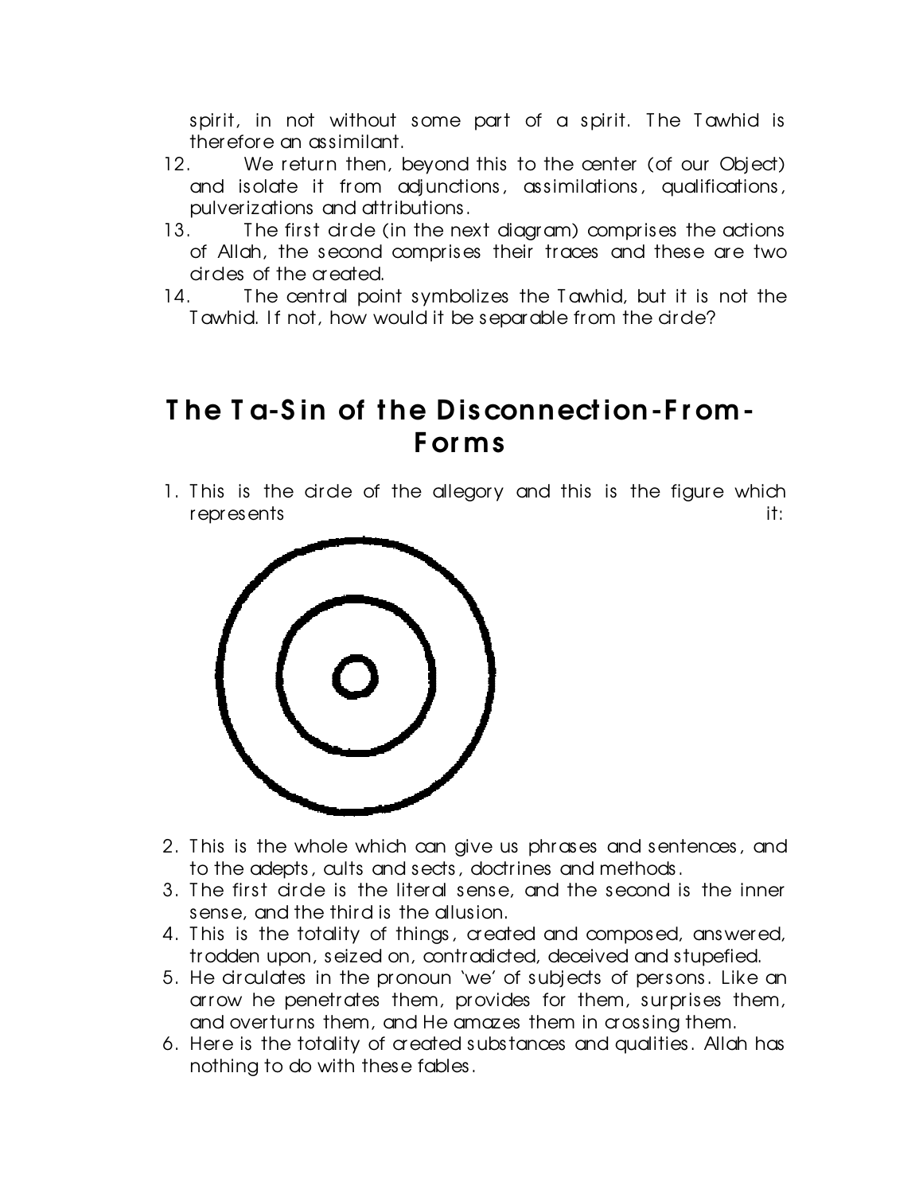spirit, in not without some part of a spirit. The Tawhid is therefore an assimilant.

12. We return then, beyond this to the center (of our Object) and isolate it from adjunctions, assimilations, qualifications, pulverizations and attributions.
13. The first circle (in the next diagram) comprises the actions of Allah, the second comprises their traces and these are two circles of the created.
14. The central point symbolizes the Tawhid, but it is not the Tawhid. If not, how would it be separable from the circle?

# The Ta-Sin of the Disconnection-From-Forms

1. This is the circle of the allegory and this is the figure which represents it:

2. This is the whole which can give us phrases and sentences, and to the adepts, cults and sects, doctrines and methods.
3. The first circle is the literal sense, and the second is the inner sense, and the third is the allusion.
4. This is the totality of things, created and composed, answered, trodden upon, seized on, contradicted, deceived and stupefied.
5. He circulates in the pronoun 'we' of subjects of persons. Like an arrow he penetrates them, provides for them, surprises them, and overturns them, and He amazes them in crossing them.
6. Here is the totality of created substances and qualities. Allah has nothing to do with these fables.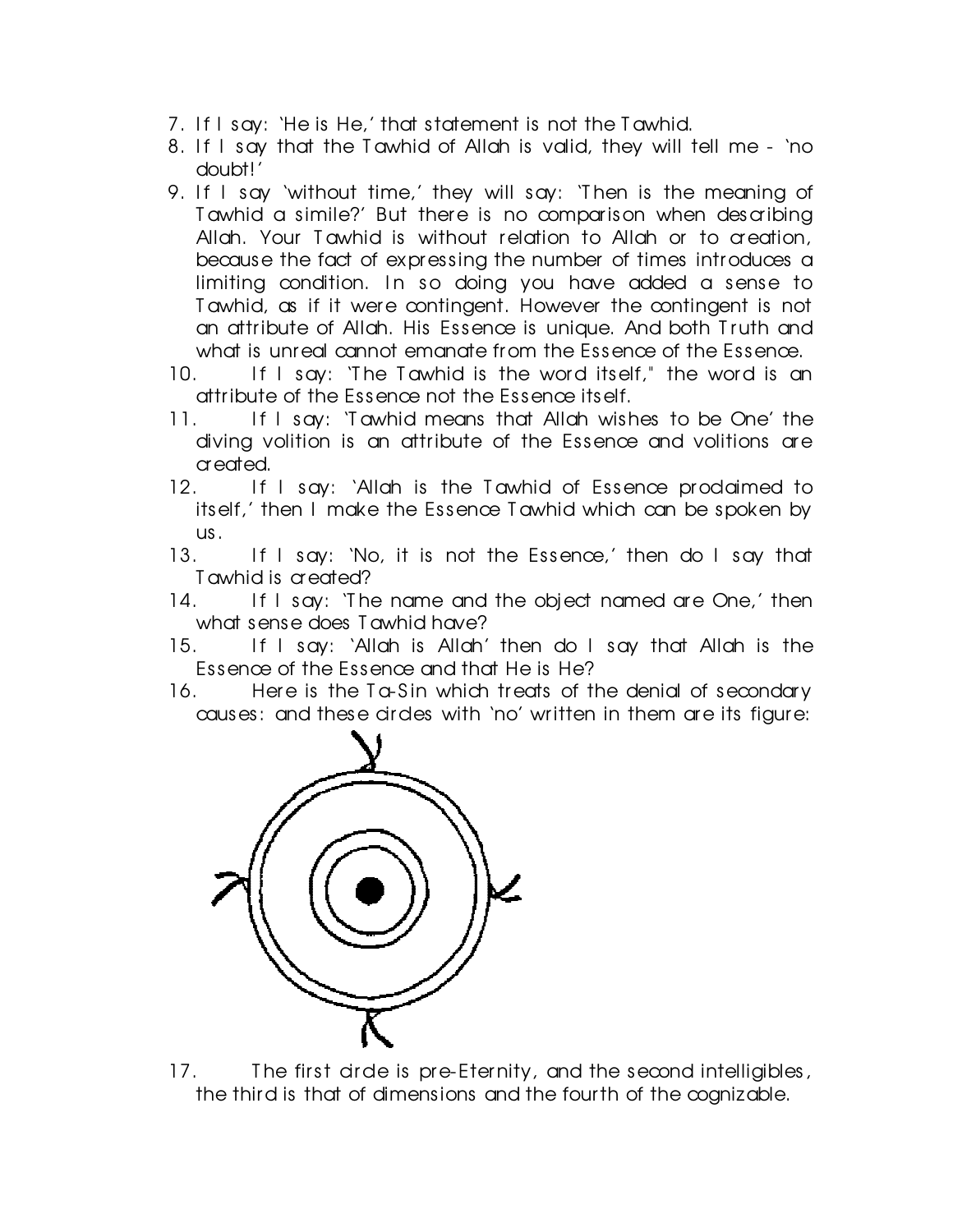7. If I say: 'He is He,' that statement is not the Tawhid.
8. If I say that the Tawhid of Allah is valid, they will tell me - 'no doubt!'
9. If I say 'without time,' they will say: 'Then is the meaning of Tawhid a simile?' But there is no comparison when describing Allah. Your Tawhid is without relation to Allah or to creation, because the fact of expressing the number of times introduces a limiting condition. In so doing you have added a sense to Tawhid, as if it were contingent. However the contingent is not an attribute of Allah. His Essence is unique. And both Truth and what is unreal cannot emanate from the Essence of the Essence.
10. If I say: 'The Tawhid is the word itself," the word is an attribute of the Essence not the Essence itself.
11. If I say: 'Tawhid means that Allah wishes to be One' the diving volition is an attribute of the Essence and volitions are created.
12. If I say: 'Allah is the Tawhid of Essence proclaimed to itself,' then I make the Essence Tawhid which can be spoken by us.
13. If I say: 'No, it is not the Essence,' then do I say that Tawhid is created?
14. If I say: 'The name and the object named are One,' then what sense does Tawhid have?
15. If I say: 'Allah is Allah' then do I say that Allah is the Essence of the Essence and that He is He?
16. Here is the Ta-Sin which treats of the denial of secondary causes: and these circles with 'no' written in them are its figure:
17. The first circle is pre-Eternity, and the second intelligibles, the third is that of dimensions and the fourth of the cognizable.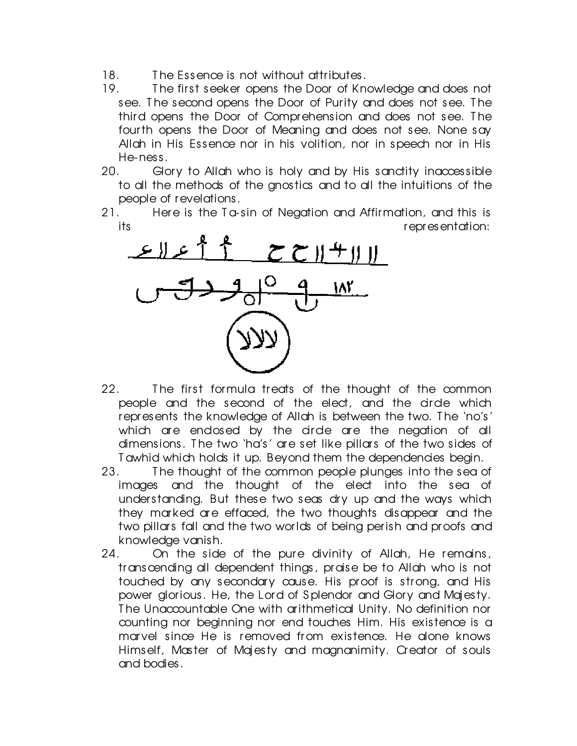18. The Essence is not without attributes.

19. The first seeker opens the Door of Knowledge and does not see. The second opens the Door of Purity and does not see. The third opens the Door of Comprehension and does not see. The fourth opens the Door of Meaning and does not see. None say Allah in His Essence nor in his volition, nor in speech nor in His He-ness.

20. Glory to Allah who is holy and by His sanctity inaccessible to all the methods of the gnostics and to all the intuitions of the people of revelations.

21. Here is the Ta-sin of Negation and Affirmation, and this is its representation:

22. The first formula treats of the thought of the common people and the second of the elect, and the circle which represents the knowledge of Allah is between the two. The 'no's' which are enclosed by the circle are the negation of all dimensions. The two 'ha's' are set like pillars of the two sides of Tawhid which holds it up. Beyond them the dependencies begin.

23. The thought of the common people plunges into the sea of images and the thought of the elect into the sea of understanding. But these two seas dry up and the ways which they marked are effaced, the two thoughts disappear and the two pillars fall and the two worlds of being perish and proofs and knowledge vanish.

24. On the side of the pure divinity of Allah, He remains, transcending all dependent things, praise be to Allah who is not touched by any secondary cause. His proof is strong, and His power glorious. He, the Lord of Splendor and Glory and Majesty. The Unaccountable One with arithmetical Unity. No definition nor counting nor beginning nor end touches Him. His existence is a marvel since He is removed from existence. He alone knows Himself, Master of Majesty and magnanimity. Creator of souls and bodies.